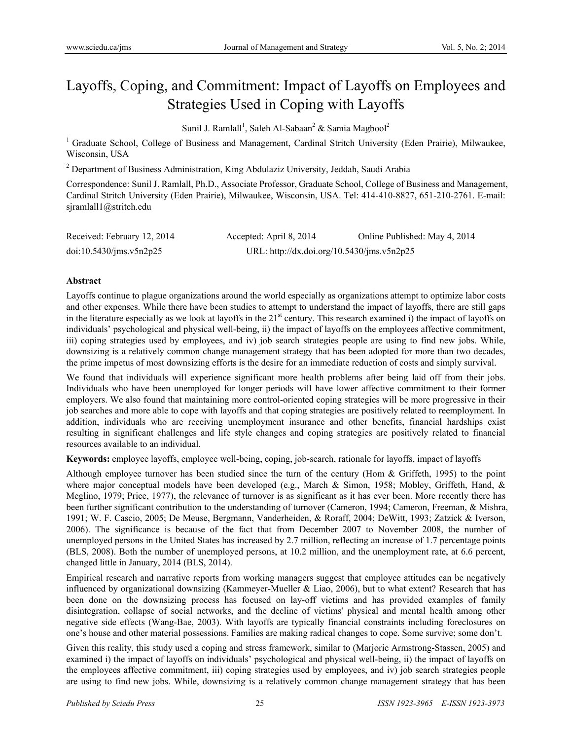# Layoffs, Coping, and Commitment: Impact of Layoffs on Employees and Strategies Used in Coping with Layoffs

Sunil J. Ramlall[1], Saleh Al-Sabaan[2] & Samia Magbool[2]

[1] Graduate School, College of Business and Management, Cardinal Stritch University (Eden Prairie), Milwaukee, Wisconsin, USA

[2] Department of Business Administration, King Abdulaziz University, Jeddah, Saudi Arabia

Correspondence: Sunil J. Ramlall, Ph.D., Associate Professor, Graduate School, College of Business and Management, Cardinal Stritch University (Eden Prairie), Milwaukee, Wisconsin, USA. Tel: 414-410-8827, 651-210-2761. E-mail: sjramlall1@stritch.edu

Received: February 12, 2014 Accepted: April 8, 2014 Online Published: May 4, 2014

doi:10.5430/jms.v5n2p25 URL: http://dx.doi.org/10.5430/jms.v5n2p25

**Abstract**

Layoffs continue to plague organizations around the world especially as organizations attempt to optimize labor costs and other expenses. While there have been studies to attempt to understand the impact of layoffs, there are still gaps in the literature especially as we look at layoffs in the 21st century. This research examined i) the impact of layoffs on individuals' psychological and physical well-being, ii) the impact of layoffs on the employees affective commitment, iii) coping strategies used by employees, and iv) job search strategies people are using to find new jobs. While, downsizing is a relatively common change management strategy that has been adopted for more than two decades, the prime impetus of most downsizing efforts is the desire for an immediate reduction of costs and simply survival.

We found that individuals will experience significant more health problems after being laid off from their jobs. Individuals who have been unemployed for longer periods will have lower affective commitment to their former employers. We also found that maintaining more control-oriented coping strategies will be more progressive in their job searches and more able to cope with layoffs and that coping strategies are positively related to reemployment. In addition, individuals who are receiving unemployment insurance and other benefits, financial hardships exist resulting in significant challenges and life style changes and coping strategies are positively related to financial resources available to an individual.

**Keywords:** employee layoffs, employee well-being, coping, job-search, rationale for layoffs, impact of layoffs

Although employee turnover has been studied since the turn of the century (Hom & Griffeth, 1995) to the point where major conceptual models have been developed (e.g., March & Simon, 1958; Mobley, Griffeth, Hand, & Meglino, 1979; Price, 1977), the relevance of turnover is as significant as it has ever been. More recently there has been further significant contribution to the understanding of turnover (Cameron, 1994; Cameron, Freeman, & Mishra, 1991; W. F. Cascio, 2005; De Meuse, Bergmann, Vanderheiden, & Roraff, 2004; DeWitt, 1993; Zatzick & Iverson, 2006). The significance is because of the fact that from December 2007 to November 2008, the number of unemployed persons in the United States has increased by 2.7 million, reflecting an increase of 1.7 percentage points (BLS, 2008). Both the number of unemployed persons, at 10.2 million, and the unemployment rate, at 6.6 percent, changed little in January, 2014 (BLS, 2014).

Empirical research and narrative reports from working managers suggest that employee attitudes can be negatively influenced by organizational downsizing (Kammeyer-Mueller & Liao, 2006), but to what extent? Research that has been done on the downsizing process has focused on lay-off victims and has provided examples of family disintegration, collapse of social networks, and the decline of victims' physical and mental health among other negative side effects (Wang-Bae, 2003). With layoffs are typically financial constraints including foreclosures on one's house and other material possessions. Families are making radical changes to cope. Some survive; some don't.

Given this reality, this study used a coping and stress framework, similar to (Marjorie Armstrong-Stassen, 2005) and examined i) the impact of layoffs on individuals' psychological and physical well-being, ii) the impact of layoffs on the employees affective commitment, iii) coping strategies used by employees, and iv) job search strategies people are using to find new jobs. While, downsizing is a relatively common change management strategy that has been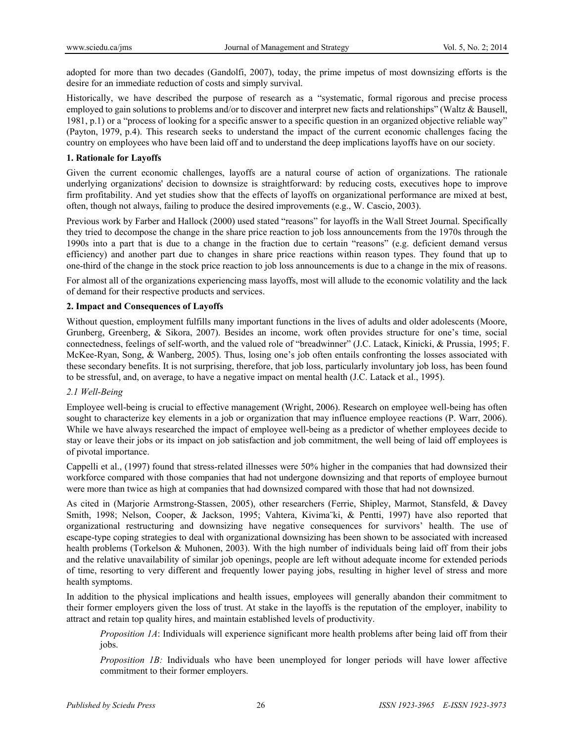adopted for more than two decades (Gandolfi, 2007), today, the prime impetus of most downsizing efforts is the desire for an immediate reduction of costs and simply survival.

Historically, we have described the purpose of research as a "systematic, formal rigorous and precise process employed to gain solutions to problems and/or to discover and interpret new facts and relationships" (Waltz & Bausell, 1981, p.1) or a "process of looking for a specific answer to a specific question in an organized objective reliable way" (Payton, 1979, p.4). This research seeks to understand the impact of the current economic challenges facing the country on employees who have been laid off and to understand the deep implications layoffs have on our society.

## 1. Rationale for Layoffs

Given the current economic challenges, layoffs are a natural course of action of organizations. The rationale underlying organizations' decision to downsize is straightforward: by reducing costs, executives hope to improve firm profitability. And yet studies show that the effects of layoffs on organizational performance are mixed at best, often, though not always, failing to produce the desired improvements (e.g., W. Cascio, 2003).

Previous work by Farber and Hallock (2000) used stated "reasons" for layoffs in the Wall Street Journal. Specifically they tried to decompose the change in the share price reaction to job loss announcements from the 1970s through the 1990s into a part that is due to a change in the fraction due to certain "reasons" (e.g. deficient demand versus efficiency) and another part due to changes in share price reactions within reason types. They found that up to one-third of the change in the stock price reaction to job loss announcements is due to a change in the mix of reasons.

For almost all of the organizations experiencing mass layoffs, most will allude to the economic volatility and the lack of demand for their respective products and services.

## 2. Impact and Consequences of Layoffs

Without question, employment fulfills many important functions in the lives of adults and older adolescents (Moore, Grunberg, Greenberg, & Sikora, 2007). Besides an income, work often provides structure for one's time, social connectedness, feelings of self-worth, and the valued role of "breadwinner" (J.C. Latack, Kinicki, & Prussia, 1995; F. McKee-Ryan, Song, & Wanberg, 2005). Thus, losing one's job often entails confronting the losses associated with these secondary benefits. It is not surprising, therefore, that job loss, particularly involuntary job loss, has been found to be stressful, and, on average, to have a negative impact on mental health (J.C. Latack et al., 1995).

### *2.1 Well-Being*

Employee well-being is crucial to effective management (Wright, 2006). Research on employee well-being has often sought to characterize key elements in a job or organization that may influence employee reactions (P. Warr, 2006). While we have always researched the impact of employee well-being as a predictor of whether employees decide to stay or leave their jobs or its impact on job satisfaction and job commitment, the well being of laid off employees is of pivotal importance.

Cappelli et al., (1997) found that stress-related illnesses were 50% higher in the companies that had downsized their workforce compared with those companies that had not undergone downsizing and that reports of employee burnout were more than twice as high at companies that had downsized compared with those that had not downsized.

As cited in (Marjorie Armstrong-Stassen, 2005), other researchers (Ferrie, Shipley, Marmot, Stansfeld, & Davey Smith, 1998; Nelson, Cooper, & Jackson, 1995; Vahtera, Kivimäki, & Pentti, 1997) have also reported that organizational restructuring and downsizing have negative consequences for survivors' health. The use of escape-type coping strategies to deal with organizational downsizing has been shown to be associated with increased health problems (Torkelson & Muhonen, 2003). With the high number of individuals being laid off from their jobs and the relative unavailability of similar job openings, people are left without adequate income for extended periods of time, resorting to very different and frequently lower paying jobs, resulting in higher level of stress and more health symptoms.

In addition to the physical implications and health issues, employees will generally abandon their commitment to their former employers given the loss of trust. At stake in the layoffs is the reputation of the employer, inability to attract and retain top quality hires, and maintain established levels of productivity.

> *Proposition 1A*: Individuals will experience significant more health problems after being laid off from their jobs.
>
> *Proposition 1B:* Individuals who have been unemployed for longer periods will have lower affective commitment to their former employers.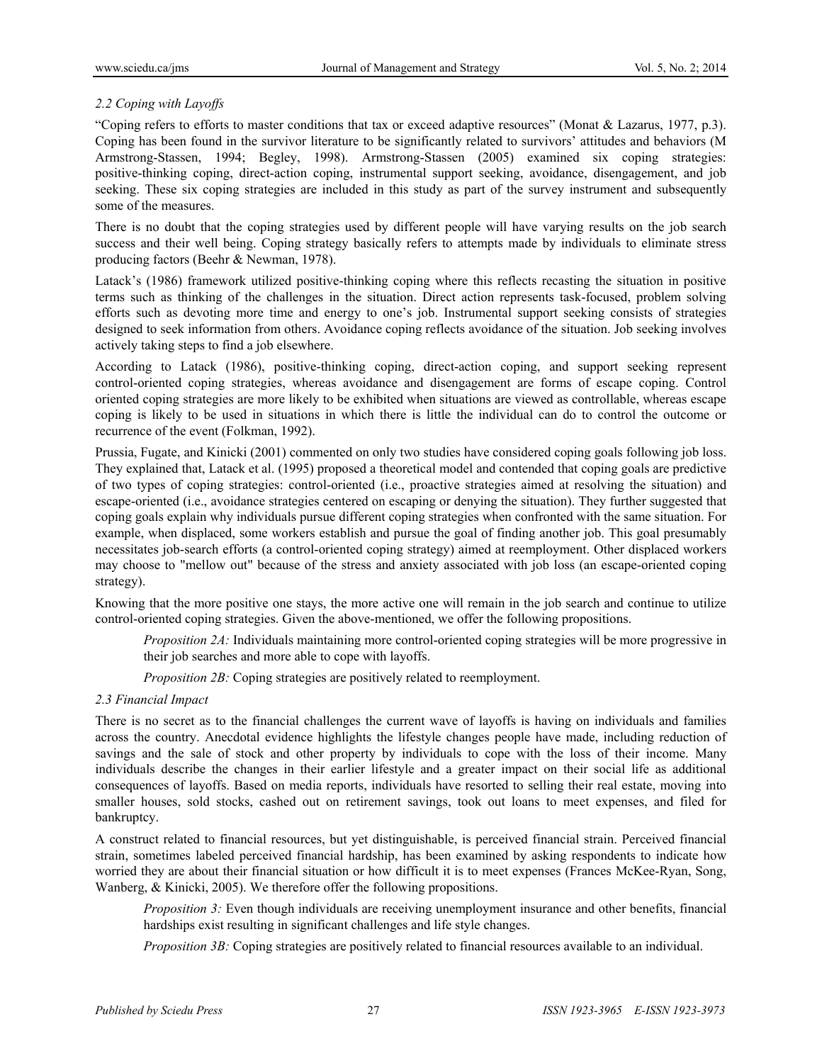### *2.2 Coping with Layoffs*

"Coping refers to efforts to master conditions that tax or exceed adaptive resources" (Monat & Lazarus, 1977, p.3). Coping has been found in the survivor literature to be significantly related to survivors' attitudes and behaviors (M Armstrong-Stassen, 1994; Begley, 1998). Armstrong-Stassen (2005) examined six coping strategies: positive-thinking coping, direct-action coping, instrumental support seeking, avoidance, disengagement, and job seeking. These six coping strategies are included in this study as part of the survey instrument and subsequently some of the measures.

There is no doubt that the coping strategies used by different people will have varying results on the job search success and their well being. Coping strategy basically refers to attempts made by individuals to eliminate stress producing factors (Beehr & Newman, 1978).

Latack's (1986) framework utilized positive-thinking coping where this reflects recasting the situation in positive terms such as thinking of the challenges in the situation. Direct action represents task-focused, problem solving efforts such as devoting more time and energy to one's job. Instrumental support seeking consists of strategies designed to seek information from others. Avoidance coping reflects avoidance of the situation. Job seeking involves actively taking steps to find a job elsewhere.

According to Latack (1986), positive-thinking coping, direct-action coping, and support seeking represent control-oriented coping strategies, whereas avoidance and disengagement are forms of escape coping. Control oriented coping strategies are more likely to be exhibited when situations are viewed as controllable, whereas escape coping is likely to be used in situations in which there is little the individual can do to control the outcome or recurrence of the event (Folkman, 1992).

Prussia, Fugate, and Kinicki (2001) commented on only two studies have considered coping goals following job loss. They explained that, Latack et al. (1995) proposed a theoretical model and contended that coping goals are predictive of two types of coping strategies: control-oriented (i.e., proactive strategies aimed at resolving the situation) and escape-oriented (i.e., avoidance strategies centered on escaping or denying the situation). They further suggested that coping goals explain why individuals pursue different coping strategies when confronted with the same situation. For example, when displaced, some workers establish and pursue the goal of finding another job. This goal presumably necessitates job-search efforts (a control-oriented coping strategy) aimed at reemployment. Other displaced workers may choose to "mellow out" because of the stress and anxiety associated with job loss (an escape-oriented coping strategy).

Knowing that the more positive one stays, the more active one will remain in the job search and continue to utilize control-oriented coping strategies. Given the above-mentioned, we offer the following propositions.

> *Proposition 2A:* Individuals maintaining more control-oriented coping strategies will be more progressive in their job searches and more able to cope with layoffs.
>
> *Proposition 2B:* Coping strategies are positively related to reemployment.

### *2.3 Financial Impact*

There is no secret as to the financial challenges the current wave of layoffs is having on individuals and families across the country. Anecdotal evidence highlights the lifestyle changes people have made, including reduction of savings and the sale of stock and other property by individuals to cope with the loss of their income. Many individuals describe the changes in their earlier lifestyle and a greater impact on their social life as additional consequences of layoffs. Based on media reports, individuals have resorted to selling their real estate, moving into smaller houses, sold stocks, cashed out on retirement savings, took out loans to meet expenses, and filed for bankruptcy.

A construct related to financial resources, but yet distinguishable, is perceived financial strain. Perceived financial strain, sometimes labeled perceived financial hardship, has been examined by asking respondents to indicate how worried they are about their financial situation or how difficult it is to meet expenses (Frances McKee-Ryan, Song, Wanberg, & Kinicki, 2005). We therefore offer the following propositions.

> *Proposition 3:* Even though individuals are receiving unemployment insurance and other benefits, financial hardships exist resulting in significant challenges and life style changes.
>
> *Proposition 3B:* Coping strategies are positively related to financial resources available to an individual.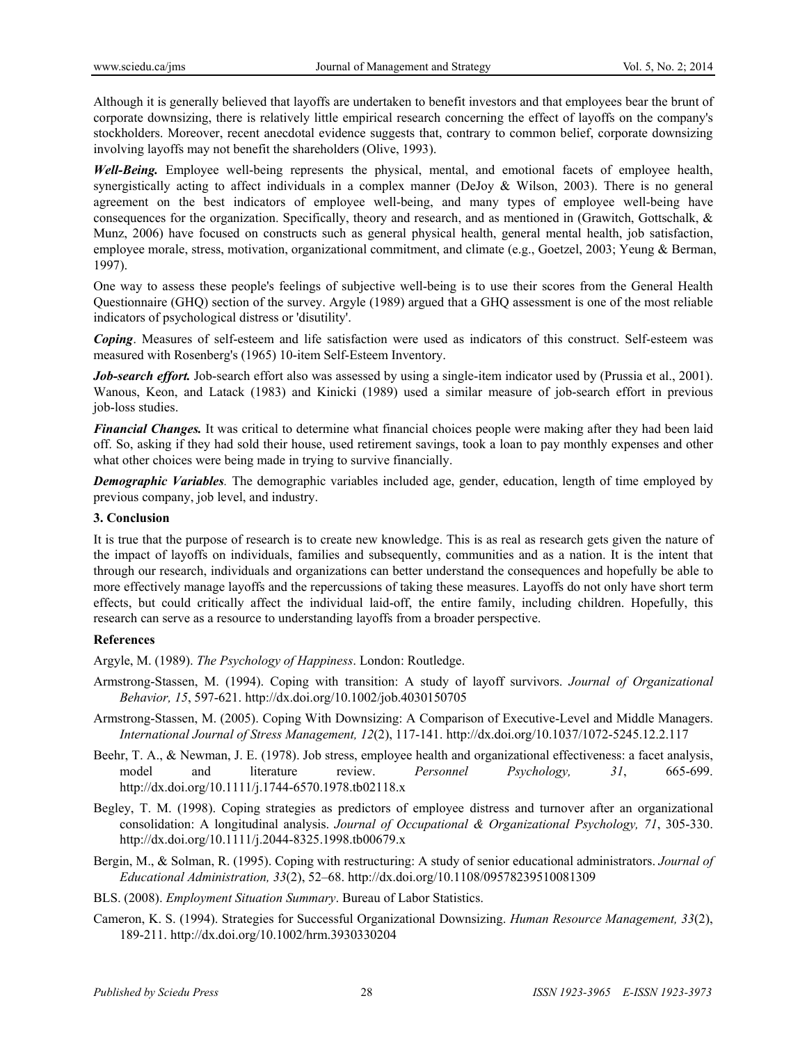Although it is generally believed that layoffs are undertaken to benefit investors and that employees bear the brunt of corporate downsizing, there is relatively little empirical research concerning the effect of layoffs on the company's stockholders. Moreover, recent anecdotal evidence suggests that, contrary to common belief, corporate downsizing involving layoffs may not benefit the shareholders (Olive, 1993).

***Well-Being.*** Employee well-being represents the physical, mental, and emotional facets of employee health, synergistically acting to affect individuals in a complex manner (DeJoy & Wilson, 2003). There is no general agreement on the best indicators of employee well-being, and many types of employee well-being have consequences for the organization. Specifically, theory and research, and as mentioned in (Grawitch, Gottschalk, & Munz, 2006) have focused on constructs such as general physical health, general mental health, job satisfaction, employee morale, stress, motivation, organizational commitment, and climate (e.g., Goetzel, 2003; Yeung & Berman, 1997).

One way to assess these people's feelings of subjective well-being is to use their scores from the General Health Questionnaire (GHQ) section of the survey. Argyle (1989) argued that a GHQ assessment is one of the most reliable indicators of psychological distress or 'disutility'.

***Coping***. Measures of self-esteem and life satisfaction were used as indicators of this construct. Self-esteem was measured with Rosenberg's (1965) 10-item Self-Esteem Inventory.

***Job-search effort.*** Job-search effort also was assessed by using a single-item indicator used by (Prussia et al., 2001). Wanous, Keon, and Latack (1983) and Kinicki (1989) used a similar measure of job-search effort in previous job-loss studies.

***Financial Changes.*** It was critical to determine what financial choices people were making after they had been laid off. So, asking if they had sold their house, used retirement savings, took a loan to pay monthly expenses and other what other choices were being made in trying to survive financially.

***Demographic Variables***. The demographic variables included age, gender, education, length of time employed by previous company, job level, and industry.

### 3. Conclusion

It is true that the purpose of research is to create new knowledge. This is as real as research gets given the nature of the impact of layoffs on individuals, families and subsequently, communities and as a nation. It is the intent that through our research, individuals and organizations can better understand the consequences and hopefully be able to more effectively manage layoffs and the repercussions of taking these measures. Layoffs do not only have short term effects, but could critically affect the individual laid-off, the entire family, including children. Hopefully, this research can serve as a resource to understanding layoffs from a broader perspective.

### References

Argyle, M. (1989). *The Psychology of Happiness*. London: Routledge.

Armstrong-Stassen, M. (1994). Coping with transition: A study of layoff survivors. *Journal of Organizational Behavior, 15*, 597-621. http://dx.doi.org/10.1002/job.4030150705

Armstrong-Stassen, M. (2005). Coping With Downsizing: A Comparison of Executive-Level and Middle Managers. *International Journal of Stress Management, 12*(2), 117-141. http://dx.doi.org/10.1037/1072-5245.12.2.117

Beehr, T. A., & Newman, J. E. (1978). Job stress, employee health and organizational effectiveness: a facet analysis, model and literature review. *Personnel Psychology, 31*, 665-699. http://dx.doi.org/10.1111/j.1744-6570.1978.tb02118.x

Begley, T. M. (1998). Coping strategies as predictors of employee distress and turnover after an organizational consolidation: A longitudinal analysis. *Journal of Occupational & Organizational Psychology, 71*, 305-330. http://dx.doi.org/10.1111/j.2044-8325.1998.tb00679.x

Bergin, M., & Solman, R. (1995). Coping with restructuring: A study of senior educational administrators. *Journal of Educational Administration, 33*(2), 52–68. http://dx.doi.org/10.1108/09578239510081309

BLS. (2008). *Employment Situation Summary*. Bureau of Labor Statistics.

Cameron, K. S. (1994). Strategies for Successful Organizational Downsizing. *Human Resource Management, 33*(2), 189-211. http://dx.doi.org/10.1002/hrm.3930330204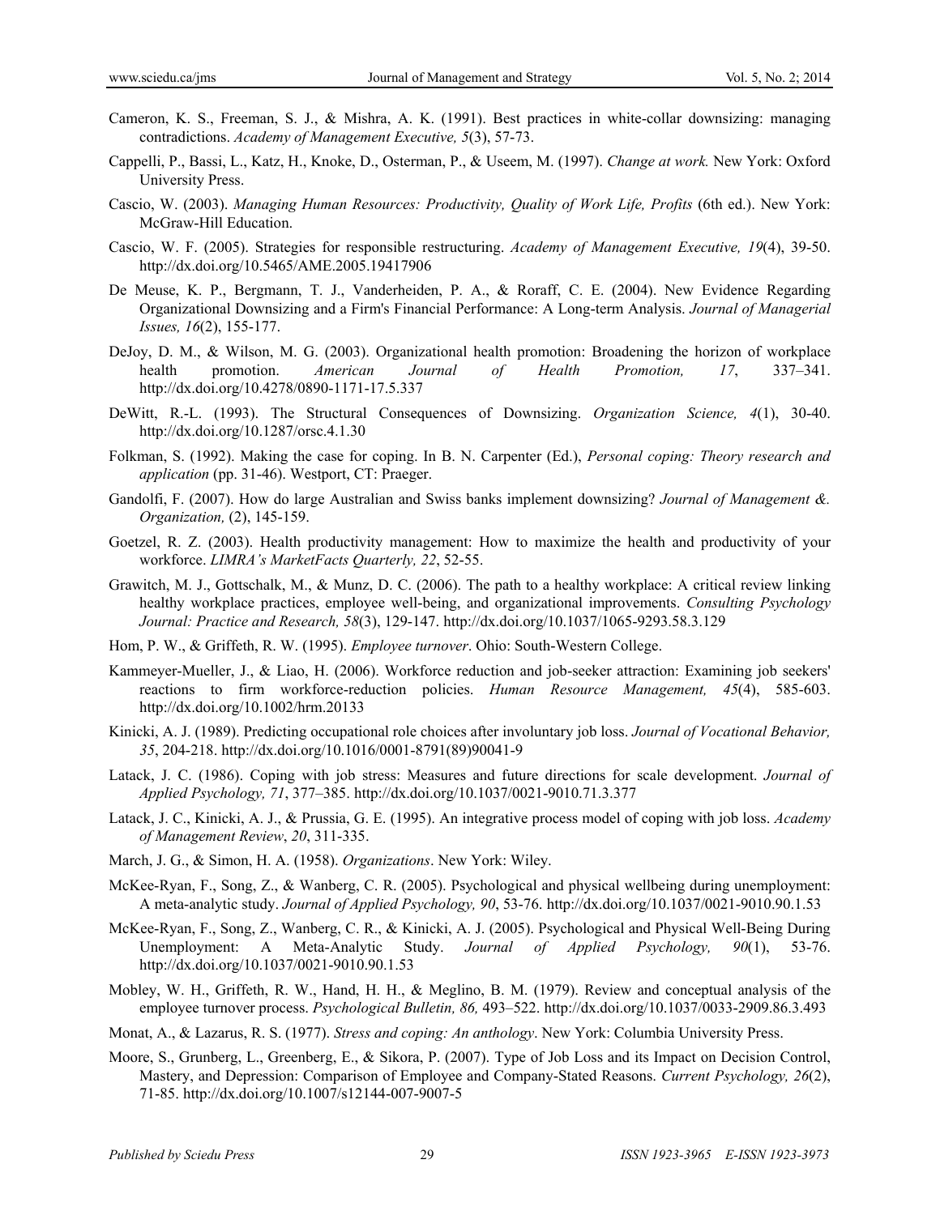Cameron, K. S., Freeman, S. J., & Mishra, A. K. (1991). Best practices in white-collar downsizing: managing contradictions. *Academy of Management Executive, 5*(3), 57-73.

Cappelli, P., Bassi, L., Katz, H., Knoke, D., Osterman, P., & Useem, M. (1997). *Change at work.* New York: Oxford University Press.

Cascio, W. (2003). *Managing Human Resources: Productivity, Quality of Work Life, Profits* (6th ed.). New York: McGraw-Hill Education.

Cascio, W. F. (2005). Strategies for responsible restructuring. *Academy of Management Executive, 19*(4), 39-50. http://dx.doi.org/10.5465/AME.2005.19417906

De Meuse, K. P., Bergmann, T. J., Vanderheiden, P. A., & Roraff, C. E. (2004). New Evidence Regarding Organizational Downsizing and a Firm's Financial Performance: A Long-term Analysis. *Journal of Managerial Issues, 16*(2), 155-177.

DeJoy, D. M., & Wilson, M. G. (2003). Organizational health promotion: Broadening the horizon of workplace health promotion. *American Journal of Health Promotion, 17*, 337–341. http://dx.doi.org/10.4278/0890-1171-17.5.337

DeWitt, R.-L. (1993). The Structural Consequences of Downsizing. *Organization Science, 4*(1), 30-40. http://dx.doi.org/10.1287/orsc.4.1.30

Folkman, S. (1992). Making the case for coping. In B. N. Carpenter (Ed.), *Personal coping: Theory research and application* (pp. 31-46). Westport, CT: Praeger.

Gandolfi, F. (2007). How do large Australian and Swiss banks implement downsizing? *Journal of Management &. Organization,* (2), 145-159.

Goetzel, R. Z. (2003). Health productivity management: How to maximize the health and productivity of your workforce. *LIMRA's MarketFacts Quarterly, 22*, 52-55.

Grawitch, M. J., Gottschalk, M., & Munz, D. C. (2006). The path to a healthy workplace: A critical review linking healthy workplace practices, employee well-being, and organizational improvements. *Consulting Psychology Journal: Practice and Research, 58*(3), 129-147. http://dx.doi.org/10.1037/1065-9293.58.3.129

Hom, P. W., & Griffeth, R. W. (1995). *Employee turnover*. Ohio: South-Western College.

Kammeyer-Mueller, J., & Liao, H. (2006). Workforce reduction and job-seeker attraction: Examining job seekers' reactions to firm workforce-reduction policies. *Human Resource Management, 45*(4), 585-603. http://dx.doi.org/10.1002/hrm.20133

Kinicki, A. J. (1989). Predicting occupational role choices after involuntary job loss. *Journal of Vocational Behavior, 35*, 204-218. http://dx.doi.org/10.1016/0001-8791(89)90041-9

Latack, J. C. (1986). Coping with job stress: Measures and future directions for scale development. *Journal of Applied Psychology, 71*, 377–385. http://dx.doi.org/10.1037/0021-9010.71.3.377

Latack, J. C., Kinicki, A. J., & Prussia, G. E. (1995). An integrative process model of coping with job loss. *Academy of Management Review*, *20*, 311-335.

March, J. G., & Simon, H. A. (1958). *Organizations*. New York: Wiley.

McKee-Ryan, F., Song, Z., & Wanberg, C. R. (2005). Psychological and physical wellbeing during unemployment: A meta-analytic study. *Journal of Applied Psychology, 90*, 53-76. http://dx.doi.org/10.1037/0021-9010.90.1.53

McKee-Ryan, F., Song, Z., Wanberg, C. R., & Kinicki, A. J. (2005). Psychological and Physical Well-Being During Unemployment: A Meta-Analytic Study. *Journal of Applied Psychology, 90*(1), 53-76. http://dx.doi.org/10.1037/0021-9010.90.1.53

Mobley, W. H., Griffeth, R. W., Hand, H. H., & Meglino, B. M. (1979). Review and conceptual analysis of the employee turnover process. *Psychological Bulletin, 86,* 493–522. http://dx.doi.org/10.1037/0033-2909.86.3.493

Monat, A., & Lazarus, R. S. (1977). *Stress and coping: An anthology*. New York: Columbia University Press.

Moore, S., Grunberg, L., Greenberg, E., & Sikora, P. (2007). Type of Job Loss and its Impact on Decision Control, Mastery, and Depression: Comparison of Employee and Company-Stated Reasons. *Current Psychology, 26*(2), 71-85. http://dx.doi.org/10.1007/s12144-007-9007-5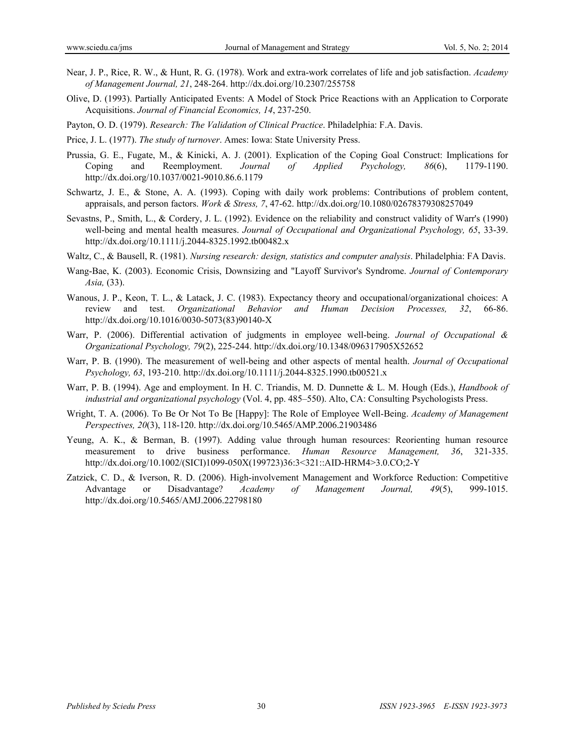Near, J. P., Rice, R. W., & Hunt, R. G. (1978). Work and extra-work correlates of life and job satisfaction. *Academy of Management Journal, 21*, 248-264. http://dx.doi.org/10.2307/255758

Olive, D. (1993). Partially Anticipated Events: A Model of Stock Price Reactions with an Application to Corporate Acquisitions. *Journal of Financial Economics, 14*, 237-250.

Payton, O. D. (1979). *Research: The Validation of Clinical Practice*. Philadelphia: F.A. Davis.

Price, J. L. (1977). *The study of turnover*. Ames: Iowa: State University Press.

Prussia, G. E., Fugate, M., & Kinicki, A. J. (2001). Explication of the Coping Goal Construct: Implications for Coping and Reemployment. *Journal of Applied Psychology, 86*(6), 1179-1190. http://dx.doi.org/10.1037/0021-9010.86.6.1179

Schwartz, J. E., & Stone, A. A. (1993). Coping with daily work problems: Contributions of problem content, appraisals, and person factors. *Work & Stress, 7*, 47-62. http://dx.doi.org/10.1080/02678379308257049

Sevastns, P., Smith, L., & Cordery, J. L. (1992). Evidence on the reliability and construct validity of Warr's (1990) well-being and mental health measures. *Journal of Occupational and Organizational Psychology, 65*, 33-39. http://dx.doi.org/10.1111/j.2044-8325.1992.tb00482.x

Waltz, C., & Bausell, R. (1981). *Nursing research: design, statistics and computer analysis*. Philadelphia: FA Davis.

Wang-Bae, K. (2003). Economic Crisis, Downsizing and "Layoff Survivor's Syndrome. *Journal of Contemporary Asia,* (33).

Wanous, J. P., Keon, T. L., & Latack, J. C. (1983). Expectancy theory and occupational/organizational choices: A review and test. *Organizational Behavior and Human Decision Processes, 32*, 66-86. http://dx.doi.org/10.1016/0030-5073(83)90140-X

Warr, P. (2006). Differential activation of judgments in employee well-being. *Journal of Occupational & Organizational Psychology, 79*(2), 225-244. http://dx.doi.org/10.1348/096317905X52652

Warr, P. B. (1990). The measurement of well-being and other aspects of mental health. *Journal of Occupational Psychology, 63*, 193-210. http://dx.doi.org/10.1111/j.2044-8325.1990.tb00521.x

Warr, P. B. (1994). Age and employment. In H. C. Triandis, M. D. Dunnette & L. M. Hough (Eds.), *Handbook of industrial and organizational psychology* (Vol. 4, pp. 485–550). Alto, CA: Consulting Psychologists Press.

Wright, T. A. (2006). To Be Or Not To Be [Happy]: The Role of Employee Well-Being. *Academy of Management Perspectives, 20*(3), 118-120. http://dx.doi.org/10.5465/AMP.2006.21903486

Yeung, A. K., & Berman, B. (1997). Adding value through human resources: Reorienting human resource measurement to drive business performance. *Human Resource Management, 36*, 321-335. http://dx.doi.org/10.1002/(SICI)1099-050X(199723)36:3<321::AID-HRM4>3.0.CO;2-Y

Zatzick, C. D., & Iverson, R. D. (2006). High-involvement Management and Workforce Reduction: Competitive Advantage or Disadvantage? *Academy of Management Journal, 49*(5), 999-1015. http://dx.doi.org/10.5465/AMJ.2006.22798180